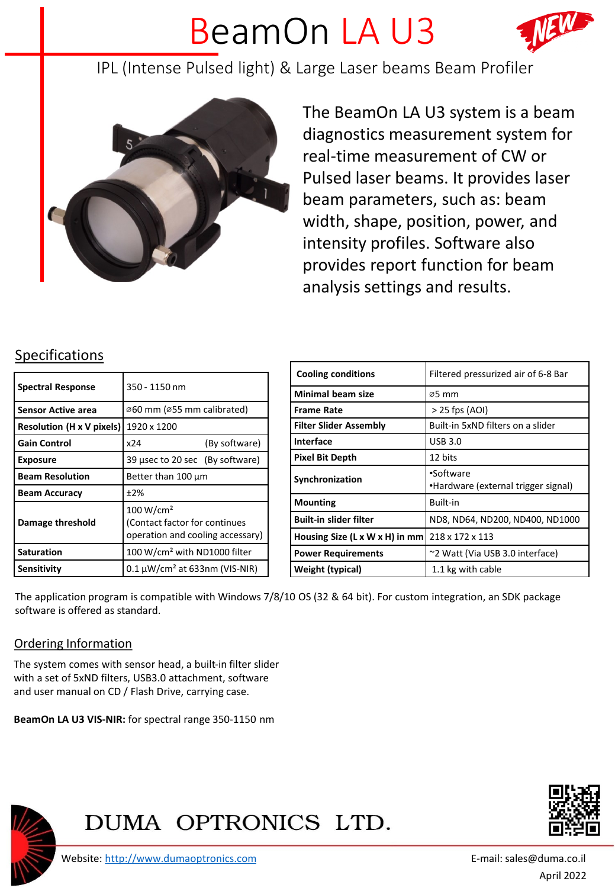# BeamOn LA U3

IPL (Intense Pulsed light) & Large Laser beams Beam Profiler

The BeamOn LA U3 system is a beam diagnostics measurement system for real-time measurement of CW or Pulsed laser beams. It provides laser beam parameters, such as: beam width, shape, position, power, and intensity profiles. Software also provides report function for beam analysis settings and results.

## Specifications

| | |
|---|---|
| **Spectral Response** | 350 - 1150 nm |
| **Sensor Active area** | ⌀60 mm (⌀55 mm calibrated) |
| **Resolution (H x V pixels)** | 1920 x 1200 |
| **Gain Control** | x24 (By software) |
| **Exposure** | 39 µsec to 20 sec (By software) |
| **Beam Resolution** | Better than 100 µm |
| **Beam Accuracy** | ±2% |
| **Damage threshold** | 100 W/cm² (Contact factor for continues operation and cooling accessary) |
| **Saturation** | 100 W/cm² with ND1000 filter |
| **Sensitivity** | 0.1 µW/cm² at 633nm (VIS-NIR) |

| | |
|---|---|
| **Cooling conditions** | Filtered pressurized air of 6-8 Bar |
| **Minimal beam size** | ⌀5 mm |
| **Frame Rate** | > 25 fps (AOI) |
| **Filter Slider Assembly** | Built-in 5xND filters on a slider |
| **Interface** | USB 3.0 |
| **Pixel Bit Depth** | 12 bits |
| **Synchronization** | •Software<br>•Hardware (external trigger signal) |
| **Mounting** | Built-in |
| **Built-in slider filter** | ND8, ND64, ND200, ND400, ND1000 |
| **Housing Size (L x W x H) in mm** | 218 x 172 x 113 |
| **Power Requirements** | ~2 Watt (Via USB 3.0 interface) |
| **Weight (typical)** | 1.1 kg with cable |

The application program is compatible with Windows 7/8/10 OS (32 & 64 bit). For custom integration, an SDK package software is offered as standard.

## Ordering Information

The system comes with sensor head, a built-in filter slider with a set of 5xND filters, USB3.0 attachment, software and user manual on CD / Flash Drive, carrying case.

**BeamOn LA U3 VIS-NIR:** for spectral range 350-1150 nm

DUMA OPTRONICS LTD.

Website: http://www.dumaoptronics.com

E-mail: sales@duma.co.il

April 2022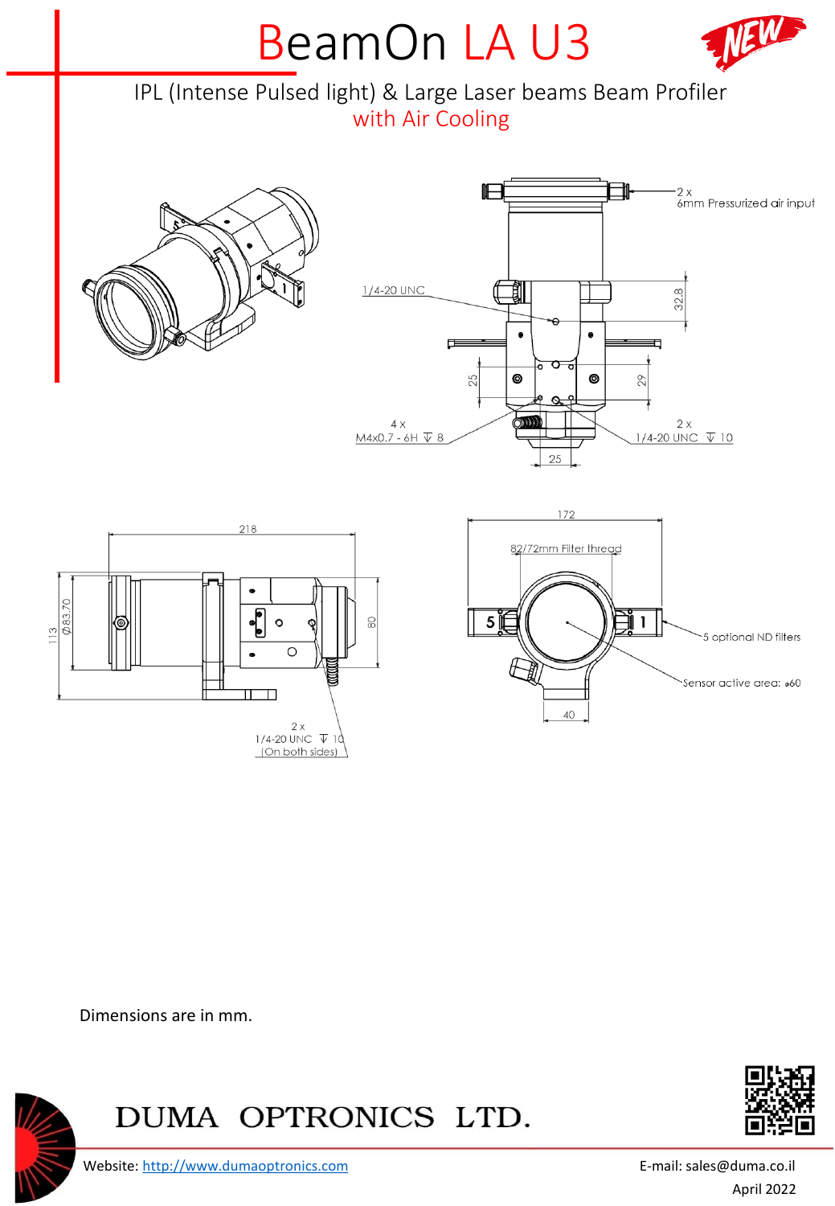# BeamOn LA U3

NEW

IPL (Intense Pulsed light) & Large Laser beams Beam Profiler
with Air Cooling

2 x
6mm Pressurized air input

1/4-20 UNC

32.8

25

29

4 x
M4x0.7 - 6H ⊽ 8

2 x
1/4-20 UNC ⊽ 10

25

218

113

Ø83.70

80

2 x
1/4-20 UNC ⊽ 10
(On both sides)

172

82/72mm Filter thread

5 optional ND filters

Sensor active area: ø60

40

Dimensions are in mm.

DUMA OPTRONICS LTD.

Website: http://www.dumaoptronics.com

E-mail: sales@duma.co.il

April 2022